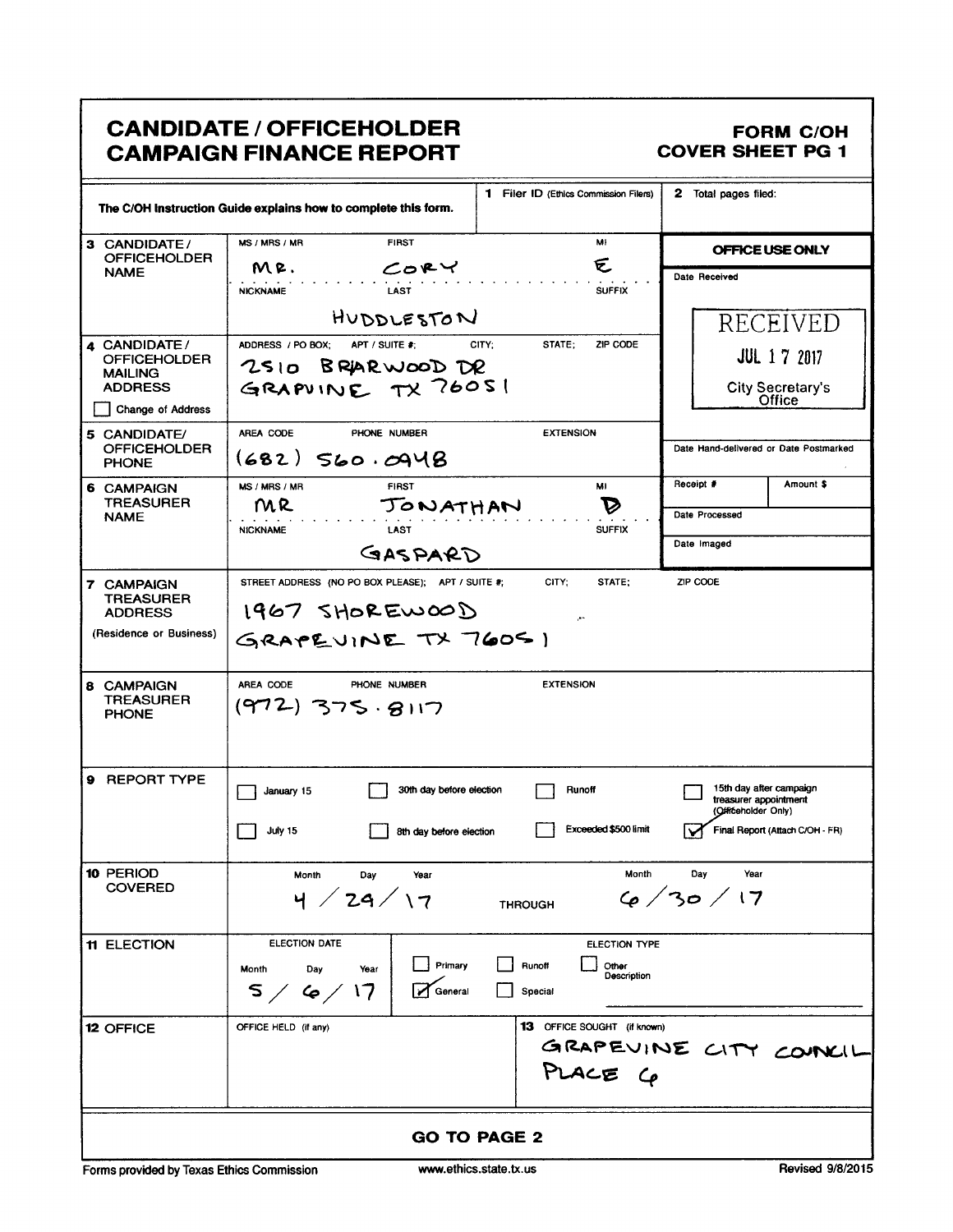# CANDIDATE / OFFICEHOLDER CAMPAIGN FINANCE REPORT

**FORM C/OH**
**COVER SHEET PG 1**

The C/OH Instruction Guide explains how to complete this form.

**1** Filer ID (Ethics Commission Filers):

**2** Total pages filed:

**OFFICE USE ONLY**

Date Received

RECEIVED
JUL 17 2017
City Secretary's Office

Date Hand-delivered or Date Postmarked

| Receipt # | Amount $ |
|---|---|
| | |

Date Processed

Date Imaged

**3 CANDIDATE / OFFICEHOLDER NAME**

| MS / MRS / MR | FIRST | MI |
|---|---|---|
| MR. | CORY | E |

| NICKNAME | LAST | SUFFIX |
|---|---|---|
| | HUDDLESTON | |

**4 CANDIDATE / OFFICEHOLDER MAILING ADDRESS**

☐ Change of Address

ADDRESS / PO BOX; APT / SUITE #; CITY; STATE; ZIP CODE

2510 BRIARWOOD DR
GRAPVINE TX 76051

**5 CANDIDATE/ OFFICEHOLDER PHONE**

AREA CODE / PHONE NUMBER / EXTENSION

(682) 560.0948

**6 CAMPAIGN TREASURER NAME**

| MS / MRS / MR | FIRST | MI |
|---|---|---|
| MR | JONATHAN | D |

| NICKNAME | LAST | SUFFIX |
|---|---|---|
| | GASPARD | |

**7 CAMPAIGN TREASURER ADDRESS** (Residence or Business)

STREET ADDRESS (NO PO BOX PLEASE); APT / SUITE #; CITY; STATE; ZIP CODE

1967 SHOREWOOD
GRAPEVINE TX 76051

**8 CAMPAIGN TREASURER PHONE**

AREA CODE / PHONE NUMBER / EXTENSION

(972) 375.8117

**9 REPORT TYPE**

- ☐ January 15
- ☐ July 15
- ☐ 30th day before election
- ☐ 8th day before election
- ☐ Runoff
- ☐ Exceeded $500 limit
- ☐ 15th day after campaign treasurer appointment (Officeholder Only)
- ☑ Final Report (Attach C/OH - FR)

**10 PERIOD COVERED**

| Month / Day / Year | | Month / Day / Year |
|---|---|---|
| 4 / 29 / 17 | THROUGH | 6 / 30 / 17 |

**11 ELECTION**

ELECTION DATE (Month / Day / Year): 5 / 6 / 17

ELECTION TYPE:

- ☐ Primary
- ☑ General
- ☐ Runoff
- ☐ Special
- ☐ Other Description

**12 OFFICE**

OFFICE HELD (if any):

**13** OFFICE SOUGHT (if known): GRAPEVINE CITY COUNCIL PLACE 6

**GO TO PAGE 2**

Forms provided by Texas Ethics Commission | www.ethics.state.tx.us | Revised 9/8/2015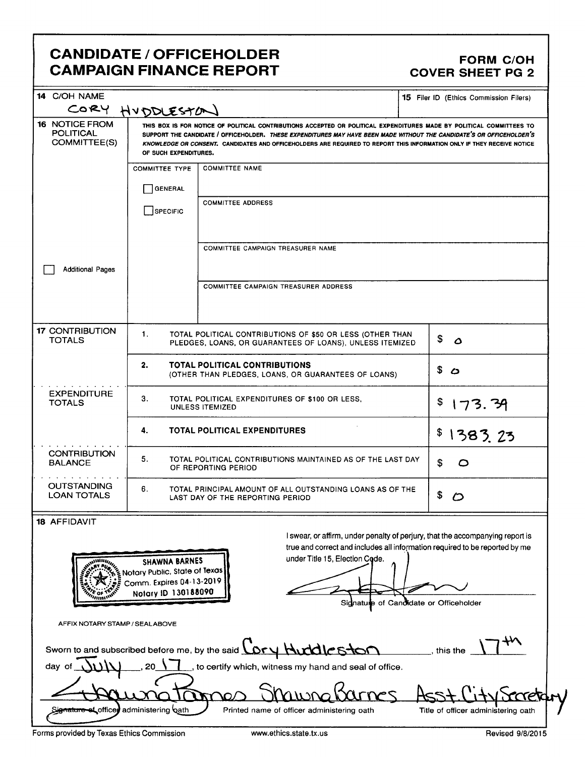# CANDIDATE / OFFICEHOLDER CAMPAIGN FINANCE REPORT

**FORM C/OH COVER SHEET PG 2**

| | |
|---|---|
| **14** C/OH NAME: CORY HUDDLESTON | **15** Filer ID (Ethics Commission Filers) |

**16 NOTICE FROM POLITICAL COMMITTEE(S)**

THIS BOX IS FOR NOTICE OF POLITICAL CONTRIBUTIONS ACCEPTED OR POLITICAL EXPENDITURES MADE BY POLITICAL COMMITTEES TO SUPPORT THE CANDIDATE / OFFICEHOLDER. *THESE EXPENDITURES MAY HAVE BEEN MADE WITHOUT THE CANDIDATE'S OR OFFICEHOLDER'S KNOWLEDGE OR CONSENT.* CANDIDATES AND OFFICEHOLDERS ARE REQUIRED TO REPORT THIS INFORMATION ONLY IF THEY RECEIVE NOTICE OF SUCH EXPENDITURES.

| COMMITTEE TYPE | |
|---|---|
| ☐ GENERAL | COMMITTEE NAME |
| ☐ SPECIFIC | COMMITTEE ADDRESS |
| | COMMITTEE CAMPAIGN TREASURER NAME |
| | COMMITTEE CAMPAIGN TREASURER ADDRESS |

☐ Additional Pages

| | | | |
|---|---|---|---|
| **17 CONTRIBUTION TOTALS** | 1. | TOTAL POLITICAL CONTRIBUTIONS OF $50 OR LESS (OTHER THAN PLEDGES, LOANS, OR GUARANTEES OF LOANS), UNLESS ITEMIZED | $ 0 |
| | 2. | **TOTAL POLITICAL CONTRIBUTIONS** (OTHER THAN PLEDGES, LOANS, OR GUARANTEES OF LOANS) | $ 0 |
| **EXPENDITURE TOTALS** | 3. | TOTAL POLITICAL EXPENDITURES OF $100 OR LESS, UNLESS ITEMIZED | $ 173.39 |
| | 4. | **TOTAL POLITICAL EXPENDITURES** | $ 1383.23 |
| **CONTRIBUTION BALANCE** | 5. | TOTAL POLITICAL CONTRIBUTIONS MAINTAINED AS OF THE LAST DAY OF REPORTING PERIOD | $ 0 |
| **OUTSTANDING LOAN TOTALS** | 6. | TOTAL PRINCIPAL AMOUNT OF ALL OUTSTANDING LOANS AS OF THE LAST DAY OF THE REPORTING PERIOD | $ 0 |

**18 AFFIDAVIT**

SHAWNA BARNES
Notary Public, State of Texas
Comm. Expires 04-13-2019
Notary ID 130188090

AFFIX NOTARY STAMP / SEAL ABOVE

I swear, or affirm, under penalty of perjury, that the accompanying report is true and correct and includes all information required to be reported by me under Title 15, Election Code.

Signature of Candidate or Officeholder

Sworn to and subscribed before me, by the said Cory Huddleston, this the 17th day of July, 20 17, to certify which, witness my hand and seal of office.

| Signature of officer administering oath | Printed name of officer administering oath | Title of officer administering oath |
|---|---|---|
| | Shawna Barnes | Asst City Secretary |

Forms provided by Texas Ethics Commission www.ethics.state.tx.us Revised 9/8/2015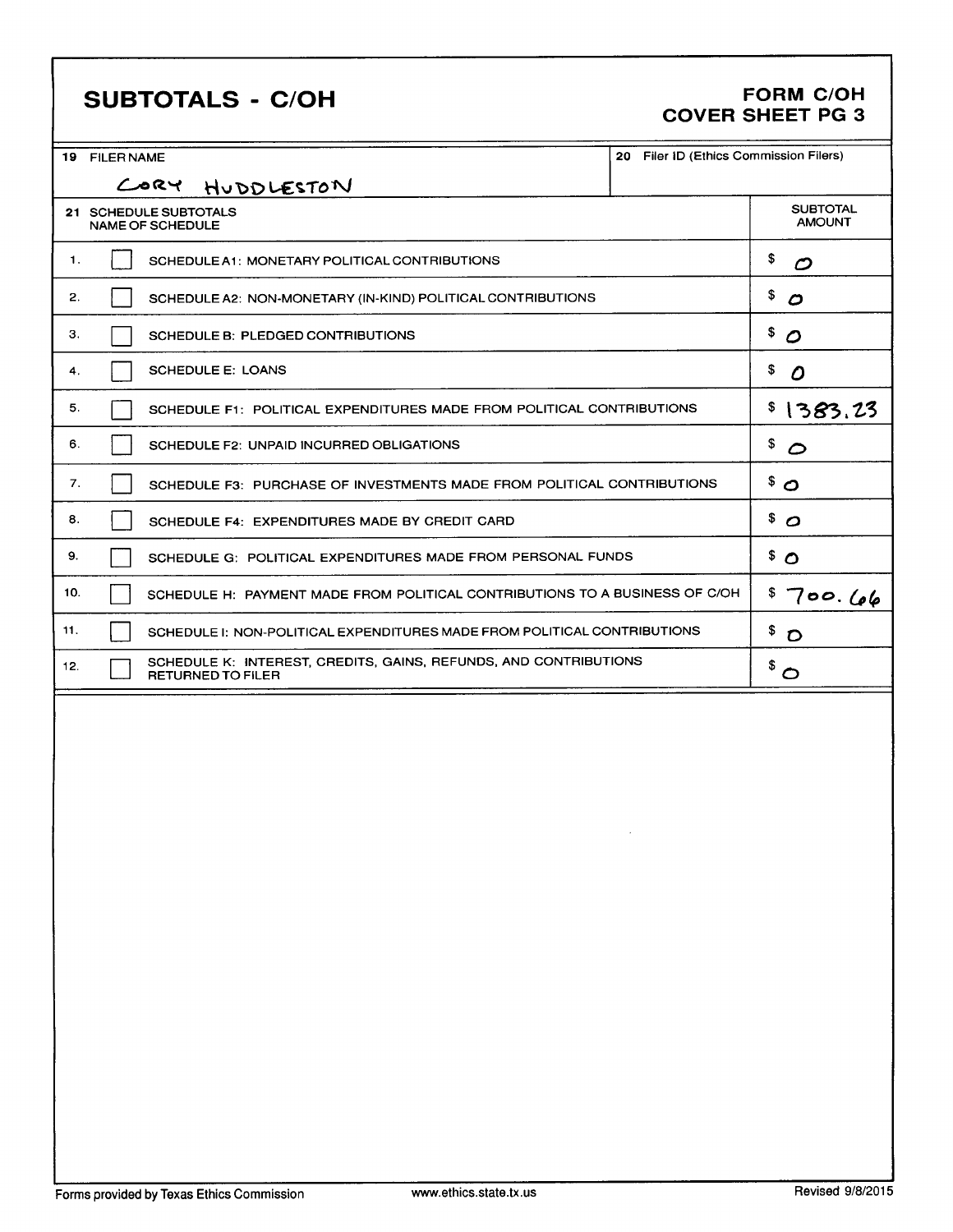# SUBTOTALS - C/OH

**FORM C/OH**
**COVER SHEET PG 3**

| 19 FILER NAME | 20 Filer ID (Ethics Commission Filers) |
|---|---|
| CORY HUDDLESTON | |

| 21 SCHEDULE SUBTOTALS NAME OF SCHEDULE | | SUBTOTAL AMOUNT |
|---|---|---|
| 1. | ☐ SCHEDULE A1: MONETARY POLITICAL CONTRIBUTIONS | $ 0 |
| 2. | ☐ SCHEDULE A2: NON-MONETARY (IN-KIND) POLITICAL CONTRIBUTIONS | $ 0 |
| 3. | ☐ SCHEDULE B: PLEDGED CONTRIBUTIONS | $ 0 |
| 4. | ☐ SCHEDULE E: LOANS | $ 0 |
| 5. | ☐ SCHEDULE F1: POLITICAL EXPENDITURES MADE FROM POLITICAL CONTRIBUTIONS | $ 1383.23 |
| 6. | ☐ SCHEDULE F2: UNPAID INCURRED OBLIGATIONS | $ 0 |
| 7. | ☐ SCHEDULE F3: PURCHASE OF INVESTMENTS MADE FROM POLITICAL CONTRIBUTIONS | $ 0 |
| 8. | ☐ SCHEDULE F4: EXPENDITURES MADE BY CREDIT CARD | $ 0 |
| 9. | ☐ SCHEDULE G: POLITICAL EXPENDITURES MADE FROM PERSONAL FUNDS | $ 0 |
| 10. | ☐ SCHEDULE H: PAYMENT MADE FROM POLITICAL CONTRIBUTIONS TO A BUSINESS OF C/OH | $ 700.66 |
| 11. | ☐ SCHEDULE I: NON-POLITICAL EXPENDITURES MADE FROM POLITICAL CONTRIBUTIONS | $ 0 |
| 12. | ☐ SCHEDULE K: INTEREST, CREDITS, GAINS, REFUNDS, AND CONTRIBUTIONS RETURNED TO FILER | $ 0 |

Forms provided by Texas Ethics Commission www.ethics.state.tx.us Revised 9/8/2015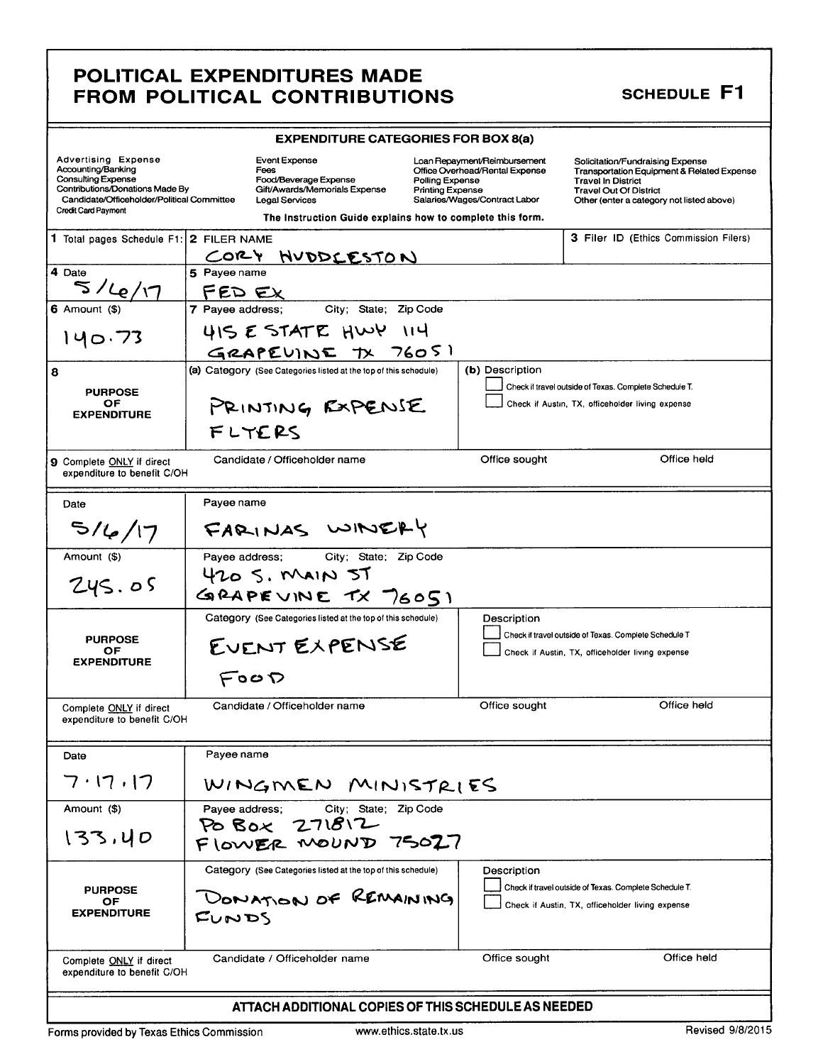# POLITICAL EXPENDITURES MADE FROM POLITICAL CONTRIBUTIONS

**SCHEDULE F1**

**EXPENDITURE CATEGORIES FOR BOX 8(a)**

| | | | |
|---|---|---|---|
| Advertising Expense<br>Accounting/Banking<br>Consulting Expense<br>Contributions/Donations Made By Candidate/Officeholder/Political Committee<br>Credit Card Payment | Event Expense<br>Fees<br>Food/Beverage Expense<br>Gift/Awards/Memorials Expense<br>Legal Services | Loan Repayment/Reimbursement<br>Office Overhead/Rental Expense<br>Polling Expense<br>Printing Expense<br>Salaries/Wages/Contract Labor | Solicitation/Fundraising Expense<br>Transportation Equipment & Related Expense<br>Travel In District<br>Travel Out Of District<br>Other (enter a category not listed above) |

The Instruction Guide explains how to complete this form.

| | | | |
|---|---|---|---|
| **1** Total pages Schedule F1: | **2** FILER NAME<br>CORY HUDDLESTON | | **3** Filer ID (Ethics Commission Filers) |
| **4** Date<br>5/6/17 | **5** Payee name<br>FED EX | | |
| **6** Amount ($)<br>140.73 | **7** Payee address; City; State; Zip Code<br>415 E STATE HWY 114<br>GRAPEVINE TX 76051 | | |
| **8** PURPOSE OF EXPENDITURE | **(a)** Category (See Categories listed at the top of this schedule)<br>PRINTING EXPENSE<br>FLYERS | **(b)** Description<br>☐ Check if travel outside of Texas. Complete Schedule T.<br>☐ Check if Austin, TX, officeholder living expense | |
| **9** Complete ONLY if direct expenditure to benefit C/OH | Candidate / Officeholder name | Office sought | Office held |
| Date<br>5/6/17 | Payee name<br>FARINAS WINERY | | |
| Amount ($)<br>245.05 | Payee address; City; State; Zip Code<br>420 S. MAIN ST<br>GRAPEVINE TX 76051 | | |
| PURPOSE OF EXPENDITURE | Category (See Categories listed at the top of this schedule)<br>EVENT EXPENSE<br>FOOD | Description<br>☐ Check if travel outside of Texas. Complete Schedule T<br>☐ Check if Austin, TX, officeholder living expense | |
| Complete ONLY if direct expenditure to benefit C/OH | Candidate / Officeholder name | Office sought | Office held |
| Date<br>7.17.17 | Payee name<br>WINGMEN MINISTRIES | | |
| Amount ($)<br>133.40 | Payee address; City; State; Zip Code<br>PO BOX 271812<br>FLOWER MOUND 75027 | | |
| PURPOSE OF EXPENDITURE | Category (See Categories listed at the top of this schedule)<br>DONATION OF REMAINING FUNDS | Description<br>☐ Check if travel outside of Texas. Complete Schedule T.<br>☐ Check if Austin, TX, officeholder living expense | |
| Complete ONLY if direct expenditure to benefit C/OH | Candidate / Officeholder name | Office sought | Office held |

**ATTACH ADDITIONAL COPIES OF THIS SCHEDULE AS NEEDED**

Forms provided by Texas Ethics Commission www.ethics.state.tx.us Revised 9/8/2015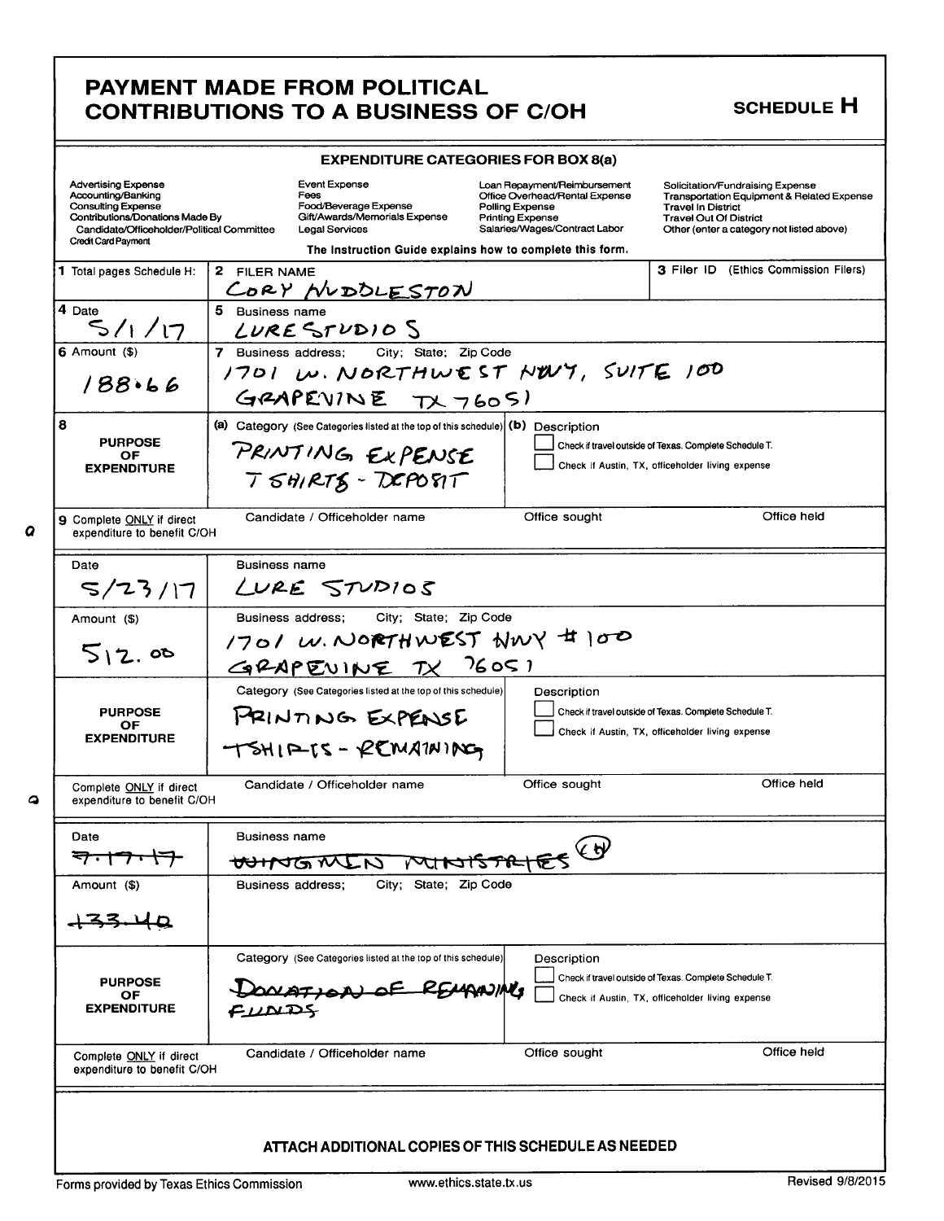# PAYMENT MADE FROM POLITICAL CONTRIBUTIONS TO A BUSINESS OF C/OH

**SCHEDULE H**

### EXPENDITURE CATEGORIES FOR BOX 8(a)

| | | | |
|---|---|---|---|
| Advertising Expense | Event Expense | Loan Repayment/Reimbursement | Solicitation/Fundraising Expense |
| Accounting/Banking | Fees | Office Overhead/Rental Expense | Transportation Equipment & Related Expense |
| Consulting Expense | Food/Beverage Expense | Polling Expense | Travel In District |
| Contributions/Donations Made By Candidate/Officeholder/Political Committee | Gift/Awards/Memorials Expense | Printing Expense | Travel Out Of District |
| Credit Card Payment | Legal Services | Salaries/Wages/Contract Labor | Other (enter a category not listed above) |

The Instruction Guide explains how to complete this form.

| | | |
|---|---|---|
| 1 Total pages Schedule H: | 2 FILER NAME: CORY HUDDLESTON | 3 Filer ID (Ethics Commission Filers) |
| 4 Date: 5/1/17 | 5 Business name: LURESTUDIOS | |
| 6 Amount ($): 188.66 | 7 Business address; City; State; Zip Code: 1701 W. NORTHWEST HWY, SUITE 100 GRAPEVINE TX 76051 | |
| 8 PURPOSE OF EXPENDITURE | (a) Category (See Categories listed at the top of this schedule): PRINTING EXPENSE | (b) Description: T SHIRTS - DEPOSIT ☐ Check if travel outside of Texas. Complete Schedule T. ☐ Check if Austin, TX, officeholder living expense |
| 9 Complete ONLY if direct expenditure to benefit C/OH | Candidate / Officeholder name | Office sought / Office held |

| | | |
|---|---|---|
| Date: 5/23/17 | Business name: LURE STUDIOS | |
| Amount ($): 512.00 | Business address; City; State; Zip Code: 1701 W. NORTHWEST HWY #100 GRAPEVINE TX 76051 | |
| PURPOSE OF EXPENDITURE | Category (See Categories listed at the top of this schedule): PRINTING EXPENSE | Description: TSHIRTS - REMAINING ☐ Check if travel outside of Texas. Complete Schedule T. ☐ Check if Austin, TX, officeholder living expense |
| Complete ONLY if direct expenditure to benefit C/OH | Candidate / Officeholder name | Office sought / Office held |

| | | |
|---|---|---|
| Date: ~~7.17.17~~ | Business name: ~~WINGMEN MINISTRIES~~ (CH) | |
| Amount ($): ~~133.40~~ | Business address; City; State; Zip Code | |
| PURPOSE OF EXPENDITURE | Category (See Categories listed at the top of this schedule): ~~DONATION OF REMAINING FUNDS~~ | Description ☐ Check if travel outside of Texas. Complete Schedule T. ☐ Check if Austin, TX, officeholder living expense |
| Complete ONLY if direct expenditure to benefit C/OH | Candidate / Officeholder name | Office sought / Office held |

**ATTACH ADDITIONAL COPIES OF THIS SCHEDULE AS NEEDED**

Forms provided by Texas Ethics Commission — www.ethics.state.tx.us — Revised 9/8/2015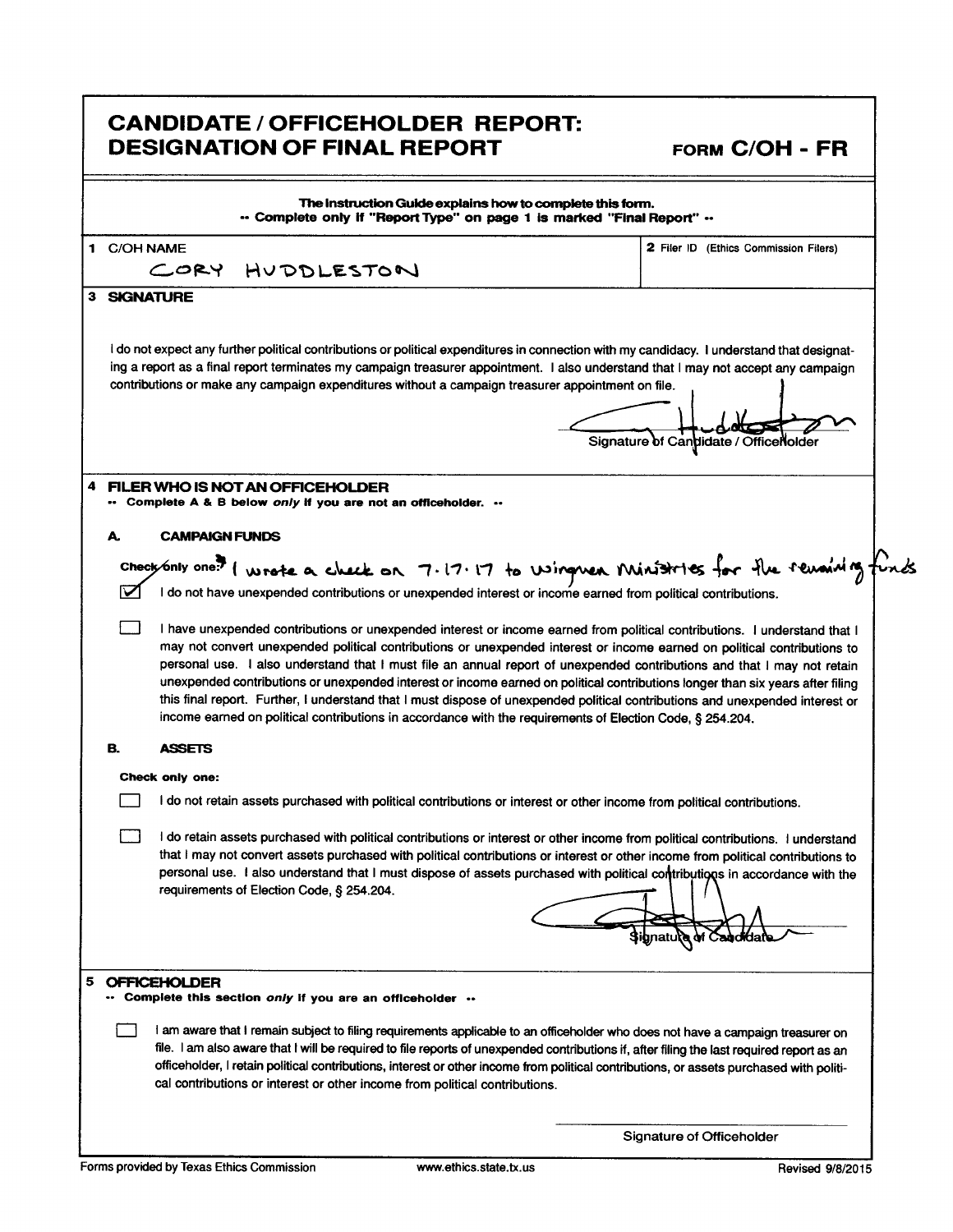# CANDIDATE / OFFICEHOLDER REPORT: DESIGNATION OF FINAL REPORT

**FORM C/OH - FR**

**The Instruction Guide explains how to complete this form.**
**-- Complete only if "Report Type" on page 1 is marked "Final Report" --**

**1 C/OH NAME**

CORY HUDDLESTON

**2 Filer ID** (Ethics Commission Filers)

**3 SIGNATURE**

I do not expect any further political contributions or political expenditures in connection with my candidacy. I understand that designating a report as a final report terminates my campaign treasurer appointment. I also understand that I may not accept any campaign contributions or make any campaign expenditures without a campaign treasurer appointment on file.

[Signature]

Signature of Candidate / Officeholder

**4 FILER WHO IS NOT AN OFFICEHOLDER**
**-- Complete A & B below *only* if you are not an officeholder. --**

**A. CAMPAIGN FUNDS**

Check only one: * I wrote a check on 7.17.17 to Wingmen Ministries for the remaining funds

☑ I do not have unexpended contributions or unexpended interest or income earned from political contributions.

☐ I have unexpended contributions or unexpended interest or income earned from political contributions. I understand that I may not convert unexpended political contributions or unexpended interest or income earned on political contributions to personal use. I also understand that I must file an annual report of unexpended contributions and that I may not retain unexpended contributions or unexpended interest or income earned on political contributions longer than six years after filing this final report. Further, I understand that I must dispose of unexpended political contributions and unexpended interest or income earned on political contributions in accordance with the requirements of Election Code, § 254.204.

**B. ASSETS**

**Check only one:**

☐ I do not retain assets purchased with political contributions or interest or other income from political contributions.

☐ I do retain assets purchased with political contributions or interest or other income from political contributions. I understand that I may not convert assets purchased with political contributions or interest or other income from political contributions to personal use. I also understand that I must dispose of assets purchased with political contributions in accordance with the requirements of Election Code, § 254.204.

[Signature]

Signature of Candidate

**5 OFFICEHOLDER**
**-- Complete this section *only* if you are an officeholder --**

☐ I am aware that I remain subject to filing requirements applicable to an officeholder who does not have a campaign treasurer on file. I am also aware that I will be required to file reports of unexpended contributions if, after filing the last required report as an officeholder, I retain political contributions, interest or other income from political contributions, or assets purchased with political contributions or interest or other income from political contributions.

Signature of Officeholder

Forms provided by Texas Ethics Commission www.ethics.state.tx.us Revised 9/8/2015